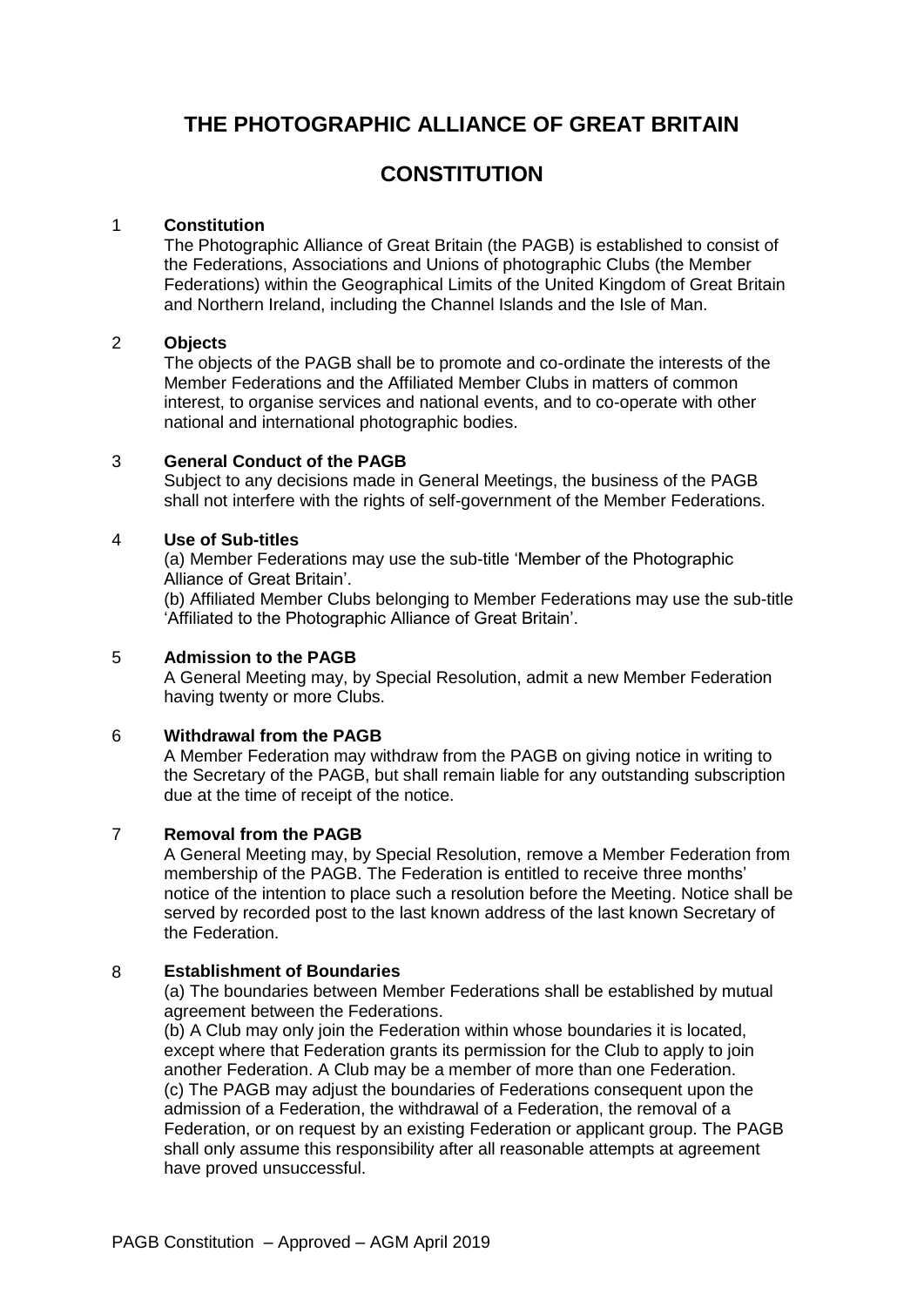# THE PHOTOGRAPHIC ALLIANCE OF GREAT BRITAIN

# CONSTITUTION

## 1 Constitution

The Photographic Alliance of Great Britain (the PAGB) is established to consist of the Federations, Associations and Unions of photographic Clubs (the Member Federations) within the Geographical Limits of the United Kingdom of Great Britain and Northern Ireland, including the Channel Islands and the Isle of Man.

## 2 Objects

The objects of the PAGB shall be to promote and co-ordinate the interests of the Member Federations and the Affiliated Member Clubs in matters of common interest, to organise services and national events, and to co-operate with other national and international photographic bodies.

## 3 General Conduct of the PAGB

Subject to any decisions made in General Meetings, the business of the PAGB shall not interfere with the rights of self-government of the Member Federations.

## 4 Use of Sub-titles

(a) Member Federations may use the sub-title 'Member of the Photographic Alliance of Great Britain'.
(b) Affiliated Member Clubs belonging to Member Federations may use the sub-title 'Affiliated to the Photographic Alliance of Great Britain'.

## 5 Admission to the PAGB

A General Meeting may, by Special Resolution, admit a new Member Federation having twenty or more Clubs.

## 6 Withdrawal from the PAGB

A Member Federation may withdraw from the PAGB on giving notice in writing to the Secretary of the PAGB, but shall remain liable for any outstanding subscription due at the time of receipt of the notice.

## 7 Removal from the PAGB

A General Meeting may, by Special Resolution, remove a Member Federation from membership of the PAGB. The Federation is entitled to receive three months' notice of the intention to place such a resolution before the Meeting. Notice shall be served by recorded post to the last known address of the last known Secretary of the Federation.

## 8 Establishment of Boundaries

(a) The boundaries between Member Federations shall be established by mutual agreement between the Federations.
(b) A Club may only join the Federation within whose boundaries it is located, except where that Federation grants its permission for the Club to apply to join another Federation. A Club may be a member of more than one Federation.
(c) The PAGB may adjust the boundaries of Federations consequent upon the admission of a Federation, the withdrawal of a Federation, the removal of a Federation, or on request by an existing Federation or applicant group. The PAGB shall only assume this responsibility after all reasonable attempts at agreement have proved unsuccessful.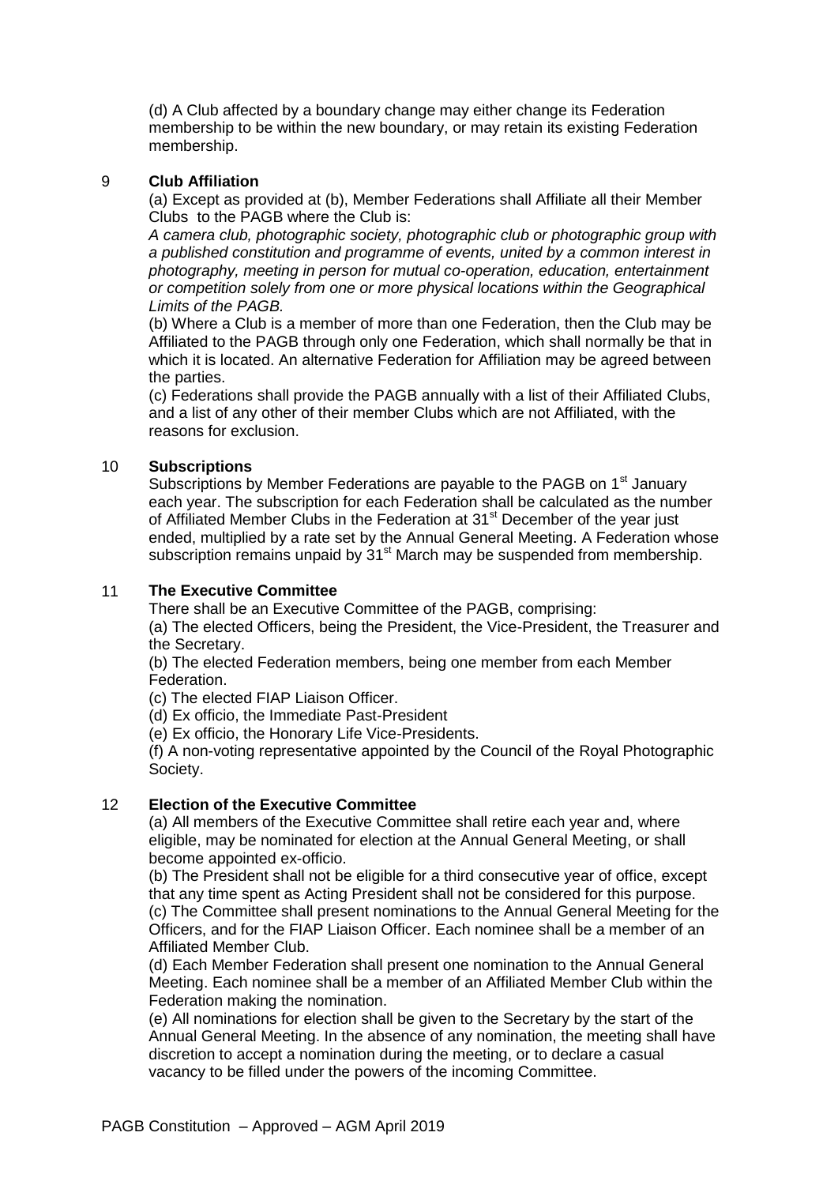(d) A Club affected by a boundary change may either change its Federation membership to be within the new boundary, or may retain its existing Federation membership.

## 9 Club Affiliation

(a) Except as provided at (b), Member Federations shall Affiliate all their Member Clubs to the PAGB where the Club is:

*A camera club, photographic society, photographic club or photographic group with a published constitution and programme of events, united by a common interest in photography, meeting in person for mutual co-operation, education, entertainment or competition solely from one or more physical locations within the Geographical Limits of the PAGB.*

(b) Where a Club is a member of more than one Federation, then the Club may be Affiliated to the PAGB through only one Federation, which shall normally be that in which it is located. An alternative Federation for Affiliation may be agreed between the parties.

(c) Federations shall provide the PAGB annually with a list of their Affiliated Clubs, and a list of any other of their member Clubs which are not Affiliated, with the reasons for exclusion.

## 10 Subscriptions

Subscriptions by Member Federations are payable to the PAGB on 1st January each year. The subscription for each Federation shall be calculated as the number of Affiliated Member Clubs in the Federation at 31st December of the year just ended, multiplied by a rate set by the Annual General Meeting. A Federation whose subscription remains unpaid by 31st March may be suspended from membership.

## 11 The Executive Committee

There shall be an Executive Committee of the PAGB, comprising:

(a) The elected Officers, being the President, the Vice-President, the Treasurer and the Secretary.

(b) The elected Federation members, being one member from each Member Federation.

(c) The elected FIAP Liaison Officer.

(d) Ex officio, the Immediate Past-President

(e) Ex officio, the Honorary Life Vice-Presidents.

(f) A non-voting representative appointed by the Council of the Royal Photographic Society.

## 12 Election of the Executive Committee

(a) All members of the Executive Committee shall retire each year and, where eligible, may be nominated for election at the Annual General Meeting, or shall become appointed ex-officio.

(b) The President shall not be eligible for a third consecutive year of office, except that any time spent as Acting President shall not be considered for this purpose.

(c) The Committee shall present nominations to the Annual General Meeting for the Officers, and for the FIAP Liaison Officer. Each nominee shall be a member of an Affiliated Member Club.

(d) Each Member Federation shall present one nomination to the Annual General Meeting. Each nominee shall be a member of an Affiliated Member Club within the Federation making the nomination.

(e) All nominations for election shall be given to the Secretary by the start of the Annual General Meeting. In the absence of any nomination, the meeting shall have discretion to accept a nomination during the meeting, or to declare a casual vacancy to be filled under the powers of the incoming Committee.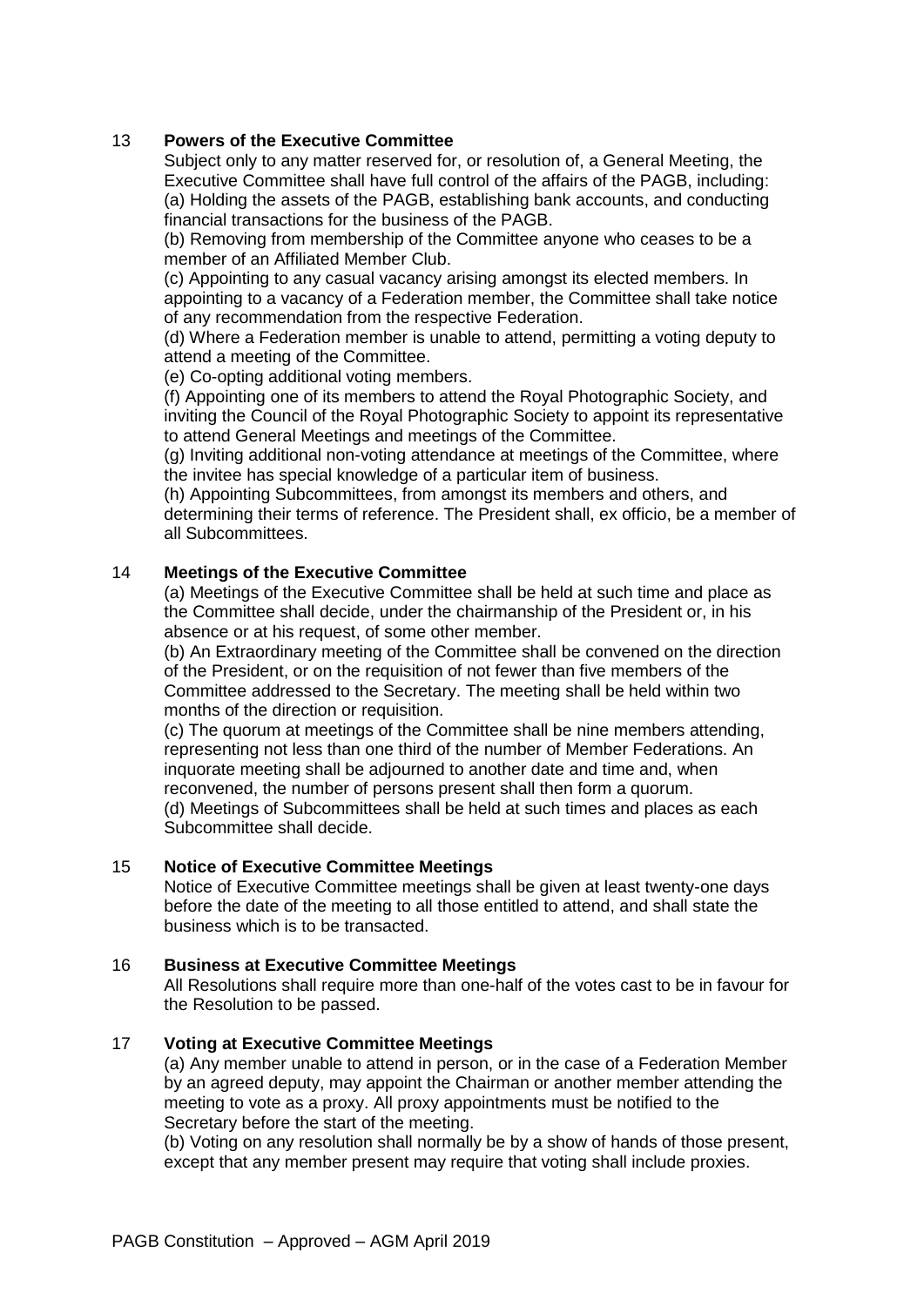## 13 Powers of the Executive Committee

Subject only to any matter reserved for, or resolution of, a General Meeting, the Executive Committee shall have full control of the affairs of the PAGB, including:

(a) Holding the assets of the PAGB, establishing bank accounts, and conducting financial transactions for the business of the PAGB.

(b) Removing from membership of the Committee anyone who ceases to be a member of an Affiliated Member Club.

(c) Appointing to any casual vacancy arising amongst its elected members. In appointing to a vacancy of a Federation member, the Committee shall take notice of any recommendation from the respective Federation.

(d) Where a Federation member is unable to attend, permitting a voting deputy to attend a meeting of the Committee.

(e) Co-opting additional voting members.

(f) Appointing one of its members to attend the Royal Photographic Society, and inviting the Council of the Royal Photographic Society to appoint its representative to attend General Meetings and meetings of the Committee.

(g) Inviting additional non-voting attendance at meetings of the Committee, where the invitee has special knowledge of a particular item of business.

(h) Appointing Subcommittees, from amongst its members and others, and determining their terms of reference. The President shall, ex officio, be a member of all Subcommittees.

## 14 Meetings of the Executive Committee

(a) Meetings of the Executive Committee shall be held at such time and place as the Committee shall decide, under the chairmanship of the President or, in his absence or at his request, of some other member.

(b) An Extraordinary meeting of the Committee shall be convened on the direction of the President, or on the requisition of not fewer than five members of the Committee addressed to the Secretary. The meeting shall be held within two months of the direction or requisition.

(c) The quorum at meetings of the Committee shall be nine members attending, representing not less than one third of the number of Member Federations. An inquorate meeting shall be adjourned to another date and time and, when reconvened, the number of persons present shall then form a quorum.

(d) Meetings of Subcommittees shall be held at such times and places as each Subcommittee shall decide.

## 15 Notice of Executive Committee Meetings

Notice of Executive Committee meetings shall be given at least twenty-one days before the date of the meeting to all those entitled to attend, and shall state the business which is to be transacted.

## 16 Business at Executive Committee Meetings

All Resolutions shall require more than one-half of the votes cast to be in favour for the Resolution to be passed.

## 17 Voting at Executive Committee Meetings

(a) Any member unable to attend in person, or in the case of a Federation Member by an agreed deputy, may appoint the Chairman or another member attending the meeting to vote as a proxy. All proxy appointments must be notified to the Secretary before the start of the meeting.

(b) Voting on any resolution shall normally be by a show of hands of those present, except that any member present may require that voting shall include proxies.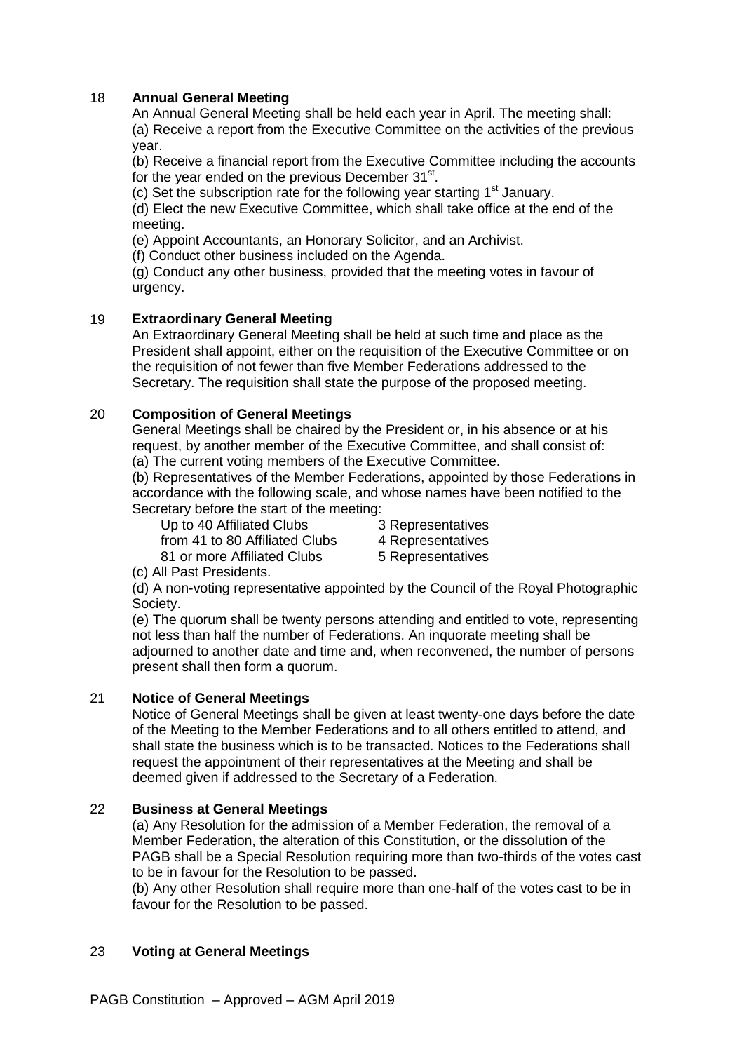## 18 Annual General Meeting

An Annual General Meeting shall be held each year in April. The meeting shall:

(a) Receive a report from the Executive Committee on the activities of the previous year.

(b) Receive a financial report from the Executive Committee including the accounts for the year ended on the previous December 31st.

(c) Set the subscription rate for the following year starting 1st January.

(d) Elect the new Executive Committee, which shall take office at the end of the meeting.

(e) Appoint Accountants, an Honorary Solicitor, and an Archivist.

(f) Conduct other business included on the Agenda.

(g) Conduct any other business, provided that the meeting votes in favour of urgency.

## 19 Extraordinary General Meeting

An Extraordinary General Meeting shall be held at such time and place as the President shall appoint, either on the requisition of the Executive Committee or on the requisition of not fewer than five Member Federations addressed to the Secretary. The requisition shall state the purpose of the proposed meeting.

## 20 Composition of General Meetings

General Meetings shall be chaired by the President or, in his absence or at his request, by another member of the Executive Committee, and shall consist of:

(a) The current voting members of the Executive Committee.

(b) Representatives of the Member Federations, appointed by those Federations in accordance with the following scale, and whose names have been notified to the Secretary before the start of the meeting:

| | |
|---|---|
| Up to 40 Affiliated Clubs | 3 Representatives |
| from 41 to 80 Affiliated Clubs | 4 Representatives |
| 81 or more Affiliated Clubs | 5 Representatives |

(c) All Past Presidents.

(d) A non-voting representative appointed by the Council of the Royal Photographic Society.

(e) The quorum shall be twenty persons attending and entitled to vote, representing not less than half the number of Federations. An inquorate meeting shall be adjourned to another date and time and, when reconvened, the number of persons present shall then form a quorum.

## 21 Notice of General Meetings

Notice of General Meetings shall be given at least twenty-one days before the date of the Meeting to the Member Federations and to all others entitled to attend, and shall state the business which is to be transacted. Notices to the Federations shall request the appointment of their representatives at the Meeting and shall be deemed given if addressed to the Secretary of a Federation.

## 22 Business at General Meetings

(a) Any Resolution for the admission of a Member Federation, the removal of a Member Federation, the alteration of this Constitution, or the dissolution of the PAGB shall be a Special Resolution requiring more than two-thirds of the votes cast to be in favour for the Resolution to be passed.

(b) Any other Resolution shall require more than one-half of the votes cast to be in favour for the Resolution to be passed.

## 23 Voting at General Meetings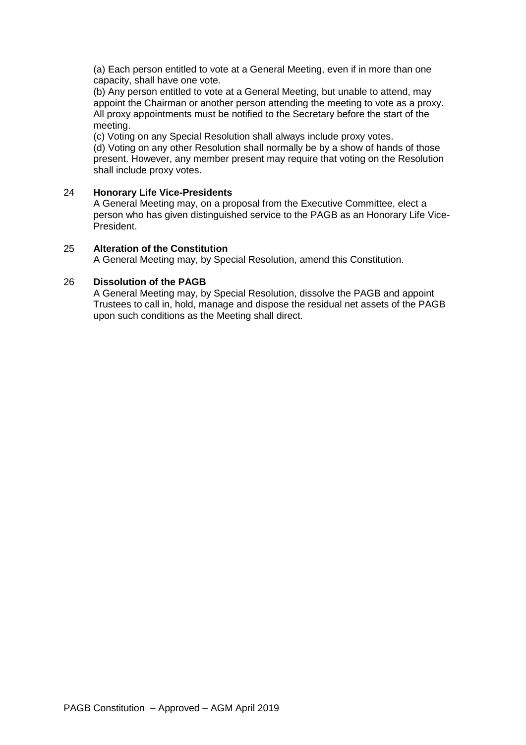(a) Each person entitled to vote at a General Meeting, even if in more than one capacity, shall have one vote.

(b) Any person entitled to vote at a General Meeting, but unable to attend, may appoint the Chairman or another person attending the meeting to vote as a proxy. All proxy appointments must be notified to the Secretary before the start of the meeting.

(c) Voting on any Special Resolution shall always include proxy votes.

(d) Voting on any other Resolution shall normally be by a show of hands of those present. However, any member present may require that voting on the Resolution shall include proxy votes.

## 24 Honorary Life Vice-Presidents

A General Meeting may, on a proposal from the Executive Committee, elect a person who has given distinguished service to the PAGB as an Honorary Life Vice-President.

## 25 Alteration of the Constitution

A General Meeting may, by Special Resolution, amend this Constitution.

## 26 Dissolution of the PAGB

A General Meeting may, by Special Resolution, dissolve the PAGB and appoint Trustees to call in, hold, manage and dispose the residual net assets of the PAGB upon such conditions as the Meeting shall direct.